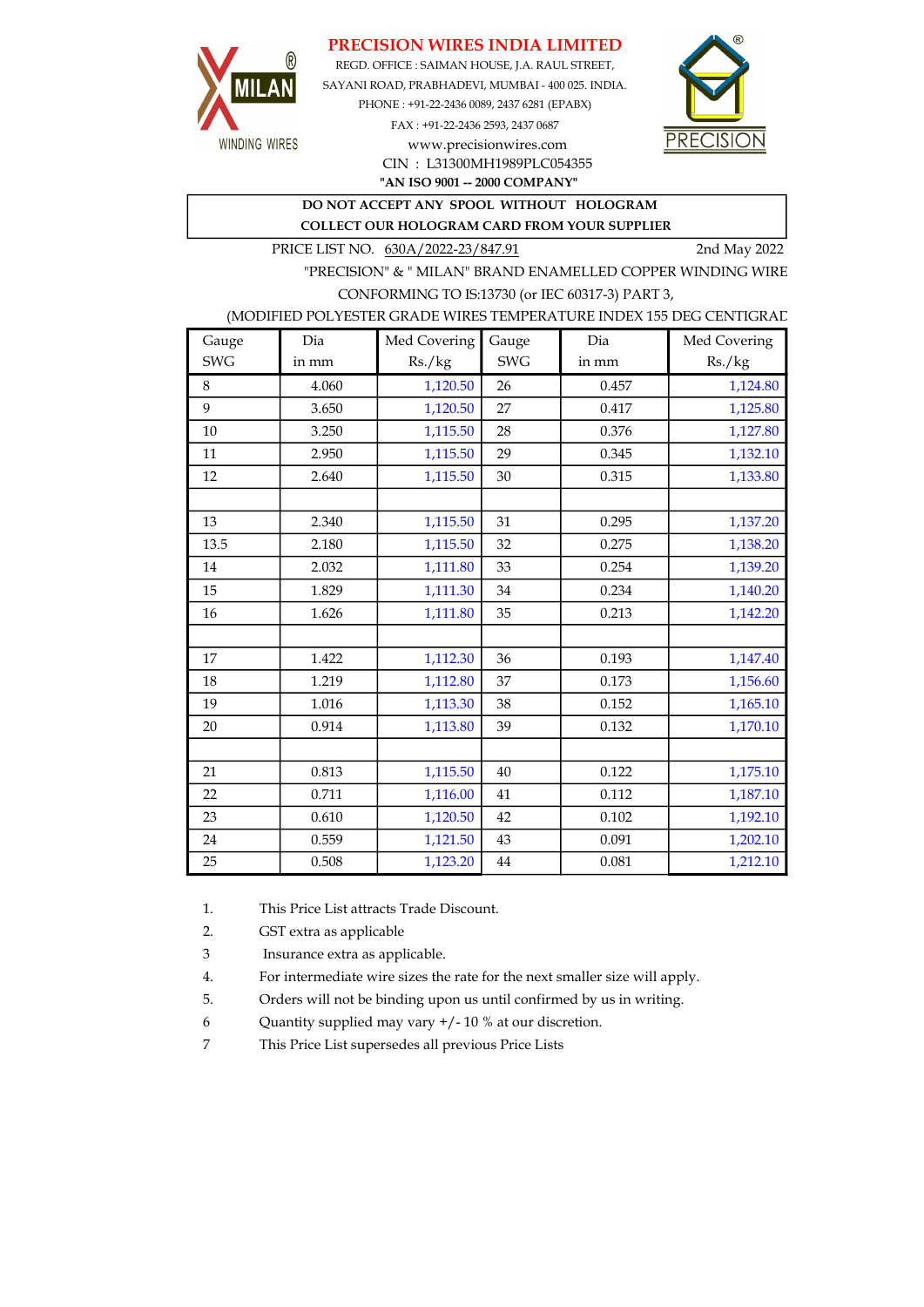# PRECISION WIRES INDIA LIMITED

REGD. OFFICE : SAIMAN HOUSE, J.A. RAUL STREET,
SAYANI ROAD, PRABHADEVI, MUMBAI - 400 025. INDIA.
PHONE : +91-22-2436 0089, 2437 6281 (EPABX)
FAX : +91-22-2436 2593, 2437 0687
www.precisionwires.com
CIN : L31300MH1989PLC054355

**"AN ISO 9001 -- 2000 COMPANY"**

**DO NOT ACCEPT ANY SPOOL WITHOUT HOLOGRAM**
**COLLECT OUR HOLOGRAM CARD FROM YOUR SUPPLIER**

PRICE LIST NO. 630A/2022-23/847.91 2nd May 2022

"PRECISION" & " MILAN" BRAND ENAMELLED COPPER WINDING WIRE
CONFORMING TO IS:13730 (or IEC 60317-3) PART 3,
(MODIFIED POLYESTER GRADE WIRES TEMPERATURE INDEX 155 DEG CENTIGRAD

| Gauge SWG | Dia in mm | Med Covering Rs./kg | Gauge SWG | Dia in mm | Med Covering Rs./kg |
|---|---|---|---|---|---|
| 8 | 4.060 | 1,120.50 | 26 | 0.457 | 1,124.80 |
| 9 | 3.650 | 1,120.50 | 27 | 0.417 | 1,125.80 |
| 10 | 3.250 | 1,115.50 | 28 | 0.376 | 1,127.80 |
| 11 | 2.950 | 1,115.50 | 29 | 0.345 | 1,132.10 |
| 12 | 2.640 | 1,115.50 | 30 | 0.315 | 1,133.80 |
| | | | | | |
| 13 | 2.340 | 1,115.50 | 31 | 0.295 | 1,137.20 |
| 13.5 | 2.180 | 1,115.50 | 32 | 0.275 | 1,138.20 |
| 14 | 2.032 | 1,111.80 | 33 | 0.254 | 1,139.20 |
| 15 | 1.829 | 1,111.30 | 34 | 0.234 | 1,140.20 |
| 16 | 1.626 | 1,111.80 | 35 | 0.213 | 1,142.20 |
| | | | | | |
| 17 | 1.422 | 1,112.30 | 36 | 0.193 | 1,147.40 |
| 18 | 1.219 | 1,112.80 | 37 | 0.173 | 1,156.60 |
| 19 | 1.016 | 1,113.30 | 38 | 0.152 | 1,165.10 |
| 20 | 0.914 | 1,113.80 | 39 | 0.132 | 1,170.10 |
| | | | | | |
| 21 | 0.813 | 1,115.50 | 40 | 0.122 | 1,175.10 |
| 22 | 0.711 | 1,116.00 | 41 | 0.112 | 1,187.10 |
| 23 | 0.610 | 1,120.50 | 42 | 0.102 | 1,192.10 |
| 24 | 0.559 | 1,121.50 | 43 | 0.091 | 1,202.10 |
| 25 | 0.508 | 1,123.20 | 44 | 0.081 | 1,212.10 |

1. This Price List attracts Trade Discount.
2. GST extra as applicable
3 Insurance extra as applicable.
4. For intermediate wire sizes the rate for the next smaller size will apply.
5. Orders will not be binding upon us until confirmed by us in writing.
6 Quantity supplied may vary +/- 10 % at our discretion.
7 This Price List supersedes all previous Price Lists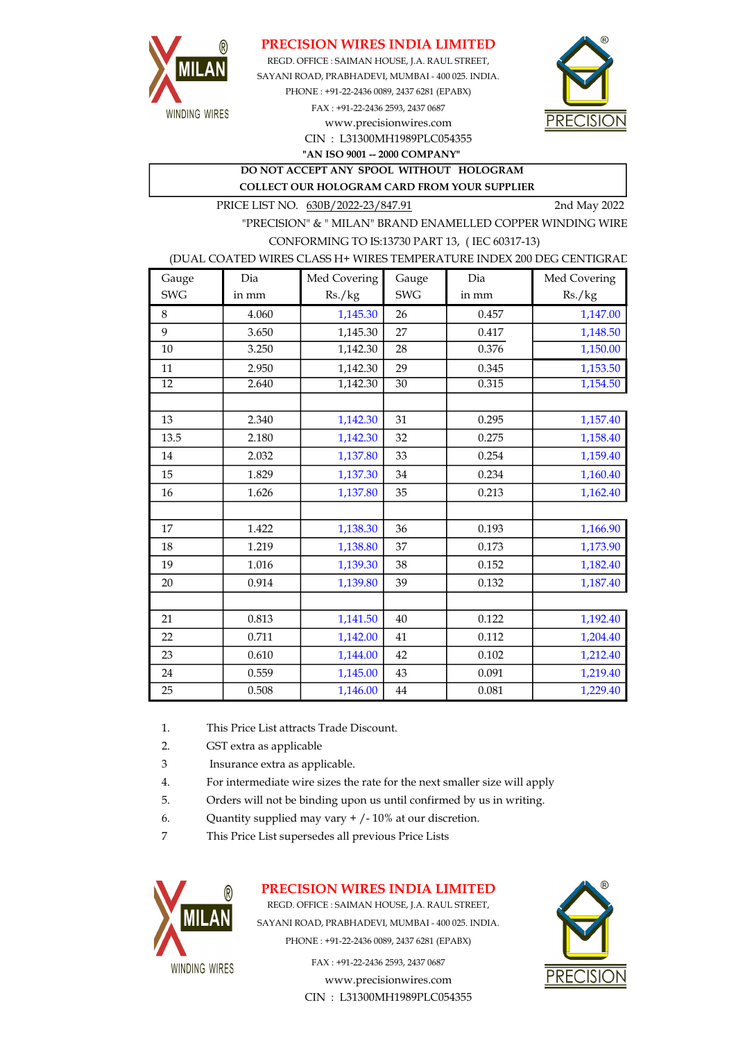# PRECISION WIRES INDIA LIMITED

REGD. OFFICE : SAIMAN HOUSE, J.A. RAUL STREET,
SAYANI ROAD, PRABHADEVI, MUMBAI - 400 025. INDIA.
PHONE : +91-22-2436 0089, 2437 6281 (EPABX)
FAX : +91-22-2436 2593, 2437 0687
www.precisionwires.com
CIN : L31300MH1989PLC054355
**"AN ISO 9001 -- 2000 COMPANY"**

**DO NOT ACCEPT ANY SPOOL WITHOUT HOLOGRAM**
**COLLECT OUR HOLOGRAM CARD FROM YOUR SUPPLIER**

PRICE LIST NO. 630B/2022-23/847.91 2nd May 2022

"PRECISION" & " MILAN" BRAND ENAMELLED COPPER WINDING WIRE
CONFORMING TO IS:13730 PART 13, ( IEC 60317-13)
(DUAL COATED WIRES CLASS H+ WIRES TEMPERATURE INDEX 200 DEG CENTIGRAD

| Gauge SWG | Dia in mm | Med Covering Rs./kg | Gauge SWG | Dia in mm | Med Covering Rs./kg |
|---|---|---|---|---|---|
| 8 | 4.060 | 1,145.30 | 26 | 0.457 | 1,147.00 |
| 9 | 3.650 | 1,145.30 | 27 | 0.417 | 1,148.50 |
| 10 | 3.250 | 1,142.30 | 28 | 0.376 | 1,150.00 |
| 11 | 2.950 | 1,142.30 | 29 | 0.345 | 1,153.50 |
| 12 | 2.640 | 1,142.30 | 30 | 0.315 | 1,154.50 |
| | | | | | |
| 13 | 2.340 | 1,142.30 | 31 | 0.295 | 1,157.40 |
| 13.5 | 2.180 | 1,142.30 | 32 | 0.275 | 1,158.40 |
| 14 | 2.032 | 1,137.80 | 33 | 0.254 | 1,159.40 |
| 15 | 1.829 | 1,137.30 | 34 | 0.234 | 1,160.40 |
| 16 | 1.626 | 1,137.80 | 35 | 0.213 | 1,162.40 |
| | | | | | |
| 17 | 1.422 | 1,138.30 | 36 | 0.193 | 1,166.90 |
| 18 | 1.219 | 1,138.80 | 37 | 0.173 | 1,173.90 |
| 19 | 1.016 | 1,139.30 | 38 | 0.152 | 1,182.40 |
| 20 | 0.914 | 1,139.80 | 39 | 0.132 | 1,187.40 |
| | | | | | |
| 21 | 0.813 | 1,141.50 | 40 | 0.122 | 1,192.40 |
| 22 | 0.711 | 1,142.00 | 41 | 0.112 | 1,204.40 |
| 23 | 0.610 | 1,144.00 | 42 | 0.102 | 1,212.40 |
| 24 | 0.559 | 1,145.00 | 43 | 0.091 | 1,219.40 |
| 25 | 0.508 | 1,146.00 | 44 | 0.081 | 1,229.40 |

1. This Price List attracts Trade Discount.
2. GST extra as applicable
3 Insurance extra as applicable.
4. For intermediate wire sizes the rate for the next smaller size will apply
5. Orders will not be binding upon us until confirmed by us in writing.
6. Quantity supplied may vary + /- 10% at our discretion.
7 This Price List supersedes all previous Price Lists

# PRECISION WIRES INDIA LIMITED

REGD. OFFICE : SAIMAN HOUSE, J.A. RAUL STREET,
SAYANI ROAD, PRABHADEVI, MUMBAI - 400 025. INDIA.
PHONE : +91-22-2436 0089, 2437 6281 (EPABX)
FAX : +91-22-2436 2593, 2437 0687
www.precisionwires.com
CIN : L31300MH1989PLC054355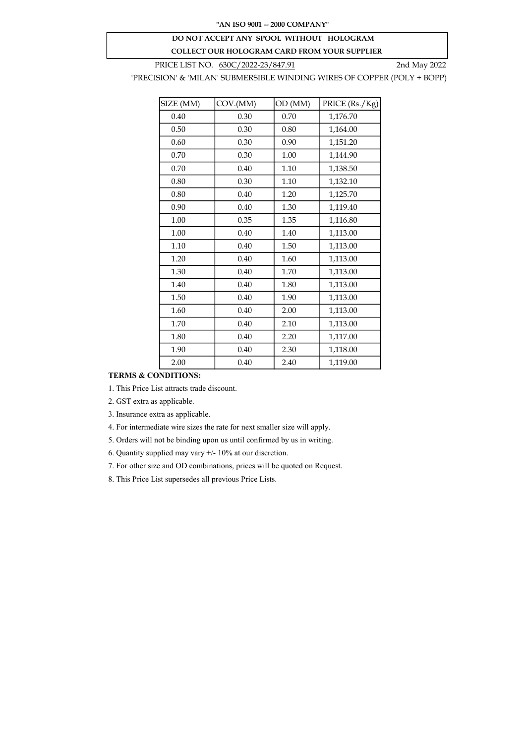**"AN ISO 9001 -- 2000 COMPANY"**

**DO NOT ACCEPT ANY SPOOL WITHOUT HOLOGRAM**

**COLLECT OUR HOLOGRAM CARD FROM YOUR SUPPLIER**

PRICE LIST NO. 630C/2022-23/847.91 2nd May 2022

'PRECISION' & 'MILAN' SUBMERSIBLE WINDING WIRES OF COPPER (POLY + BOPP)

| SIZE (MM) | COV.(MM) | OD (MM) | PRICE (Rs./Kg) |
|---|---|---|---|
| 0.40 | 0.30 | 0.70 | 1,176.70 |
| 0.50 | 0.30 | 0.80 | 1,164.00 |
| 0.60 | 0.30 | 0.90 | 1,151.20 |
| 0.70 | 0.30 | 1.00 | 1,144.90 |
| 0.70 | 0.40 | 1.10 | 1,138.50 |
| 0.80 | 0.30 | 1.10 | 1,132.10 |
| 0.80 | 0.40 | 1.20 | 1,125.70 |
| 0.90 | 0.40 | 1.30 | 1,119.40 |
| 1.00 | 0.35 | 1.35 | 1,116.80 |
| 1.00 | 0.40 | 1.40 | 1,113.00 |
| 1.10 | 0.40 | 1.50 | 1,113.00 |
| 1.20 | 0.40 | 1.60 | 1,113.00 |
| 1.30 | 0.40 | 1.70 | 1,113.00 |
| 1.40 | 0.40 | 1.80 | 1,113.00 |
| 1.50 | 0.40 | 1.90 | 1,113.00 |
| 1.60 | 0.40 | 2.00 | 1,113.00 |
| 1.70 | 0.40 | 2.10 | 1,113.00 |
| 1.80 | 0.40 | 2.20 | 1,117.00 |
| 1.90 | 0.40 | 2.30 | 1,118.00 |
| 2.00 | 0.40 | 2.40 | 1,119.00 |

**TERMS & CONDITIONS:**

1. This Price List attracts trade discount.
2. GST extra as applicable.
3. Insurance extra as applicable.
4. For intermediate wire sizes the rate for next smaller size will apply.
5. Orders will not be binding upon us until confirmed by us in writing.
6. Quantity supplied may vary +/- 10% at our discretion.
7. For other size and OD combinations, prices will be quoted on Request.
8. This Price List supersedes all previous Price Lists.